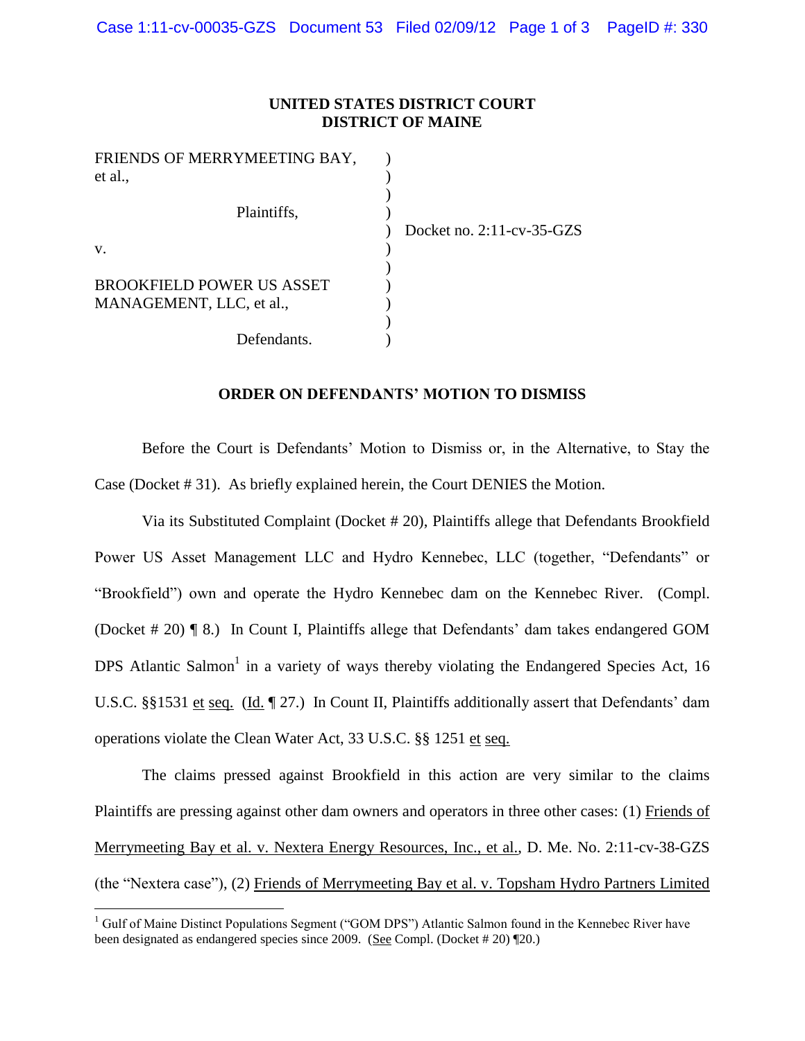**UNITED STATES DISTRICT COURT**
**DISTRICT OF MAINE**

| | | |
|---|---|---|
| FRIENDS OF MERRYMEETING BAY, et al., | ) | |
| | ) | |
| Plaintiffs, | ) | |
| | ) | Docket no. 2:11-cv-35-GZS |
| v. | ) | |
| | ) | |
| BROOKFIELD POWER US ASSET MANAGEMENT, LLC, et al., | ) | |
| | ) | |
| Defendants. | ) | |

**ORDER ON DEFENDANTS' MOTION TO DISMISS**

Before the Court is Defendants' Motion to Dismiss or, in the Alternative, to Stay the Case (Docket # 31). As briefly explained herein, the Court DENIES the Motion.

Via its Substituted Complaint (Docket # 20), Plaintiffs allege that Defendants Brookfield Power US Asset Management LLC and Hydro Kennebec, LLC (together, "Defendants" or "Brookfield") own and operate the Hydro Kennebec dam on the Kennebec River. (Compl. (Docket # 20) ¶ 8.) In Count I, Plaintiffs allege that Defendants' dam takes endangered GOM DPS Atlantic Salmon[1] in a variety of ways thereby violating the Endangered Species Act, 16 U.S.C. §§1531 et seq. (Id. ¶ 27.) In Count II, Plaintiffs additionally assert that Defendants' dam operations violate the Clean Water Act, 33 U.S.C. §§ 1251 et seq.

The claims pressed against Brookfield in this action are very similar to the claims Plaintiffs are pressing against other dam owners and operators in three other cases: (1) Friends of Merrymeeting Bay et al. v. Nextera Energy Resources, Inc., et al., D. Me. No. 2:11-cv-38-GZS (the "Nextera case"), (2) Friends of Merrymeeting Bay et al. v. Topsham Hydro Partners Limited

[1] Gulf of Maine Distinct Populations Segment ("GOM DPS") Atlantic Salmon found in the Kennebec River have been designated as endangered species since 2009. (See Compl. (Docket # 20) ¶20.)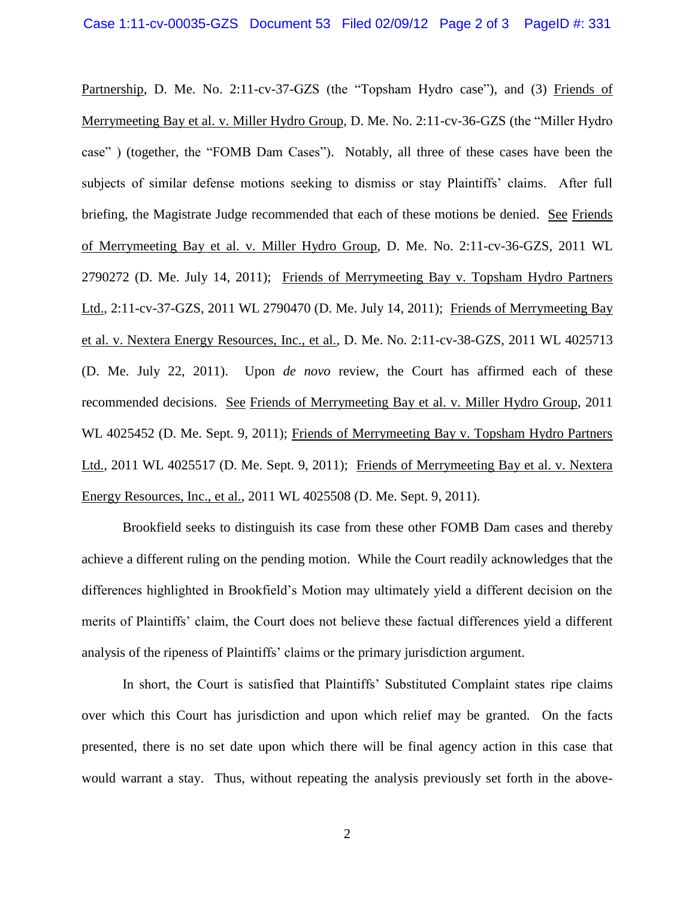Partnership, D. Me. No. 2:11-cv-37-GZS (the "Topsham Hydro case"), and (3) Friends of Merrymeeting Bay et al. v. Miller Hydro Group, D. Me. No. 2:11-cv-36-GZS (the "Miller Hydro case" ) (together, the "FOMB Dam Cases"). Notably, all three of these cases have been the subjects of similar defense motions seeking to dismiss or stay Plaintiffs' claims. After full briefing, the Magistrate Judge recommended that each of these motions be denied. See Friends of Merrymeeting Bay et al. v. Miller Hydro Group, D. Me. No. 2:11-cv-36-GZS, 2011 WL 2790272 (D. Me. July 14, 2011); Friends of Merrymeeting Bay v. Topsham Hydro Partners Ltd., 2:11-cv-37-GZS, 2011 WL 2790470 (D. Me. July 14, 2011); Friends of Merrymeeting Bay et al. v. Nextera Energy Resources, Inc., et al., D. Me. No. 2:11-cv-38-GZS, 2011 WL 4025713 (D. Me. July 22, 2011). Upon *de novo* review, the Court has affirmed each of these recommended decisions. See Friends of Merrymeeting Bay et al. v. Miller Hydro Group, 2011 WL 4025452 (D. Me. Sept. 9, 2011); Friends of Merrymeeting Bay v. Topsham Hydro Partners Ltd., 2011 WL 4025517 (D. Me. Sept. 9, 2011); Friends of Merrymeeting Bay et al. v. Nextera Energy Resources, Inc., et al., 2011 WL 4025508 (D. Me. Sept. 9, 2011).

Brookfield seeks to distinguish its case from these other FOMB Dam cases and thereby achieve a different ruling on the pending motion. While the Court readily acknowledges that the differences highlighted in Brookfield's Motion may ultimately yield a different decision on the merits of Plaintiffs' claim, the Court does not believe these factual differences yield a different analysis of the ripeness of Plaintiffs' claims or the primary jurisdiction argument.

In short, the Court is satisfied that Plaintiffs' Substituted Complaint states ripe claims over which this Court has jurisdiction and upon which relief may be granted. On the facts presented, there is no set date upon which there will be final agency action in this case that would warrant a stay. Thus, without repeating the analysis previously set forth in the above-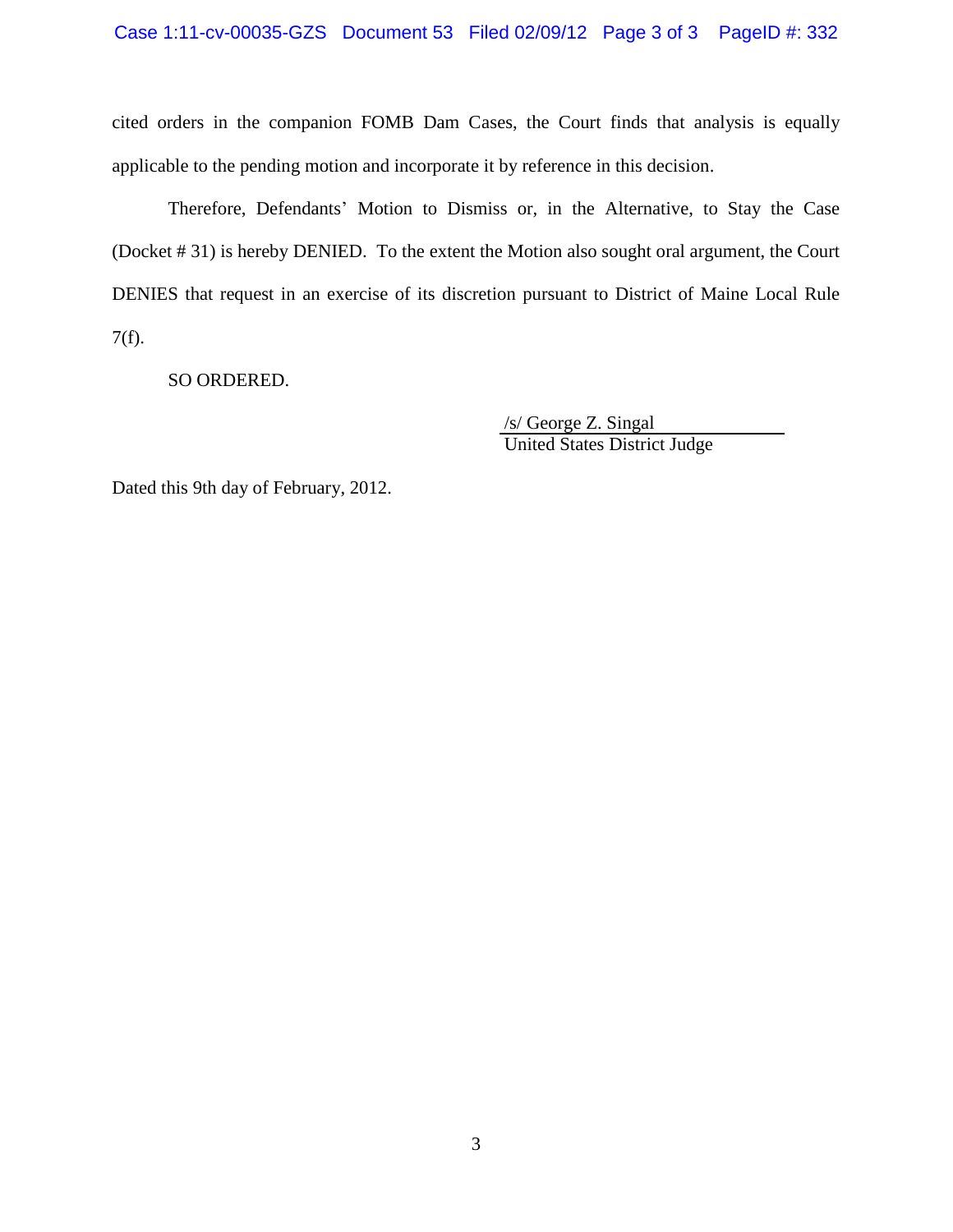cited orders in the companion FOMB Dam Cases, the Court finds that analysis is equally applicable to the pending motion and incorporate it by reference in this decision.

Therefore, Defendants' Motion to Dismiss or, in the Alternative, to Stay the Case (Docket # 31) is hereby DENIED. To the extent the Motion also sought oral argument, the Court DENIES that request in an exercise of its discretion pursuant to District of Maine Local Rule 7(f).

SO ORDERED.

/s/ George Z. Singal
United States District Judge

Dated this 9th day of February, 2012.